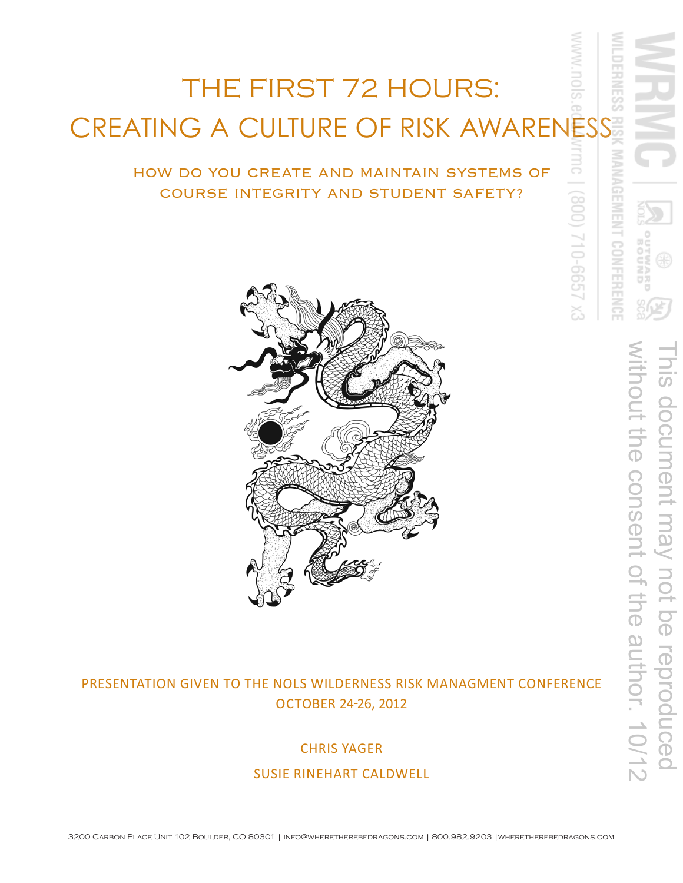# THE FIRST 72 HOURS: CREATING A CULTURE OF RISK AWARENESS

## HOW DO YOU CREATE AND MAINTAIN SYSTEMS OF COURSE INTEGRITY AND STUDENT SAFETY?

PRESENTATION GIVEN TO THE NOLS WILDERNESS RISK MANAGMENT CONFERENCE
OCTOBER 24-26, 2012

CHRIS YAGER

SUSIE RINEHART CALDWELL

3200 Carbon Place Unit 102 Boulder, CO 80301 | info@wheretherebedragons.com | 800.982.9203 | wheretherebedragons.com

WRMC | WILDERNESS RISK MANAGEMENT CONFERENCE | www.nols.edu/wrmc | (800) 710-6657 x3

This document may not be reproduced without the consent of the author. 10/12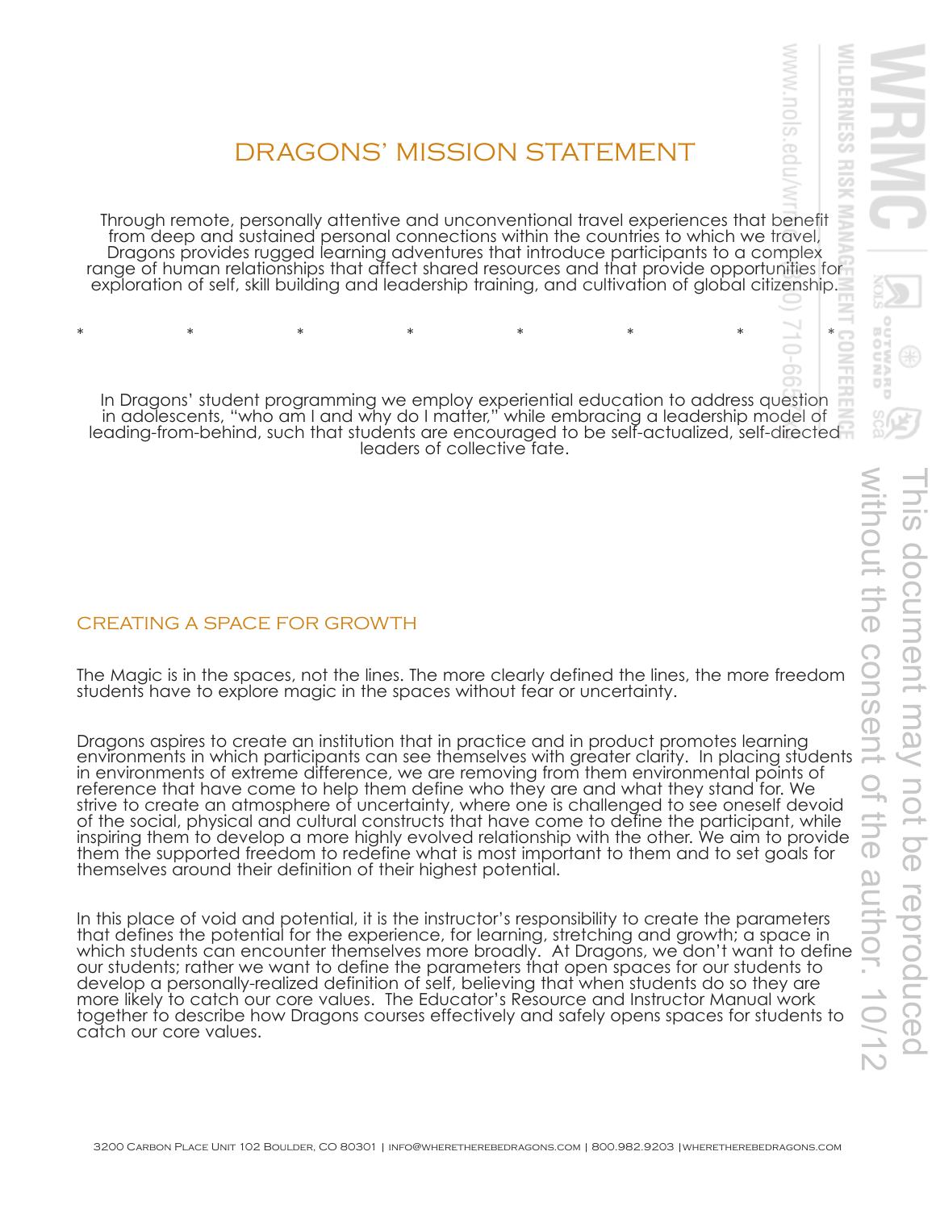# DRAGONS' MISSION STATEMENT

Through remote, personally attentive and unconventional travel experiences that benefit from deep and sustained personal connections within the countries to which we travel, Dragons provides rugged learning adventures that introduce participants to a complex range of human relationships that affect shared resources and that provide opportunities for exploration of self, skill building and leadership training, and cultivation of global citizenship.

\*    \*    \*    \*    \*    \*    \*    \*

In Dragons' student programming we employ experiential education to address question in adolescents, "who am I and why do I matter," while embracing a leadership model of leading-from-behind, such that students are encouraged to be self-actualized, self-directed leaders of collective fate.

## CREATING A SPACE FOR GROWTH

The Magic is in the spaces, not the lines. The more clearly defined the lines, the more freedom students have to explore magic in the spaces without fear or uncertainty.

Dragons aspires to create an institution that in practice and in product promotes learning environments in which participants can see themselves with greater clarity. In placing students in environments of extreme difference, we are removing from them environmental points of reference that have come to help them define who they are and what they stand for. We strive to create an atmosphere of uncertainty, where one is challenged to see oneself devoid of the social, physical and cultural constructs that have come to define the participant, while inspiring them to develop a more highly evolved relationship with the other. We aim to provide them the supported freedom to redefine what is most important to them and to set goals for themselves around their definition of their highest potential.

In this place of void and potential, it is the instructor's responsibility to create the parameters that defines the potential for the experience, for learning, stretching and growth; a space in which students can encounter themselves more broadly. At Dragons, we don't want to define our students; rather we want to define the parameters that open spaces for our students to develop a personally-realized definition of self, believing that when students do so they are more likely to catch our core values. The Educator's Resource and Instructor Manual work together to describe how Dragons courses effectively and safely opens spaces for students to catch our core values.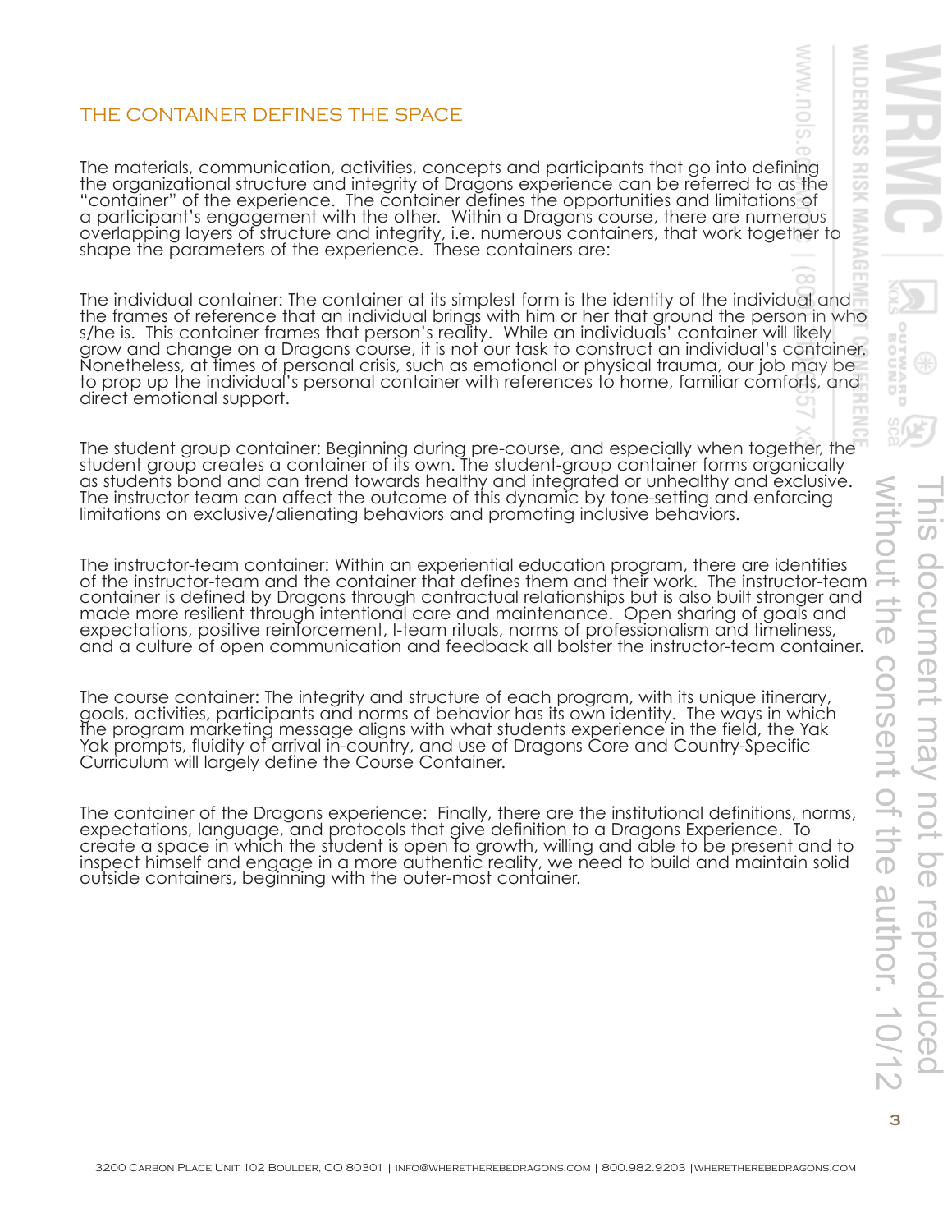## THE CONTAINER DEFINES THE SPACE

The materials, communication, activities, concepts and participants that go into defining the organizational structure and integrity of Dragons experience can be referred to as the "container" of the experience. The container defines the opportunities and limitations of a participant's engagement with the other. Within a Dragons course, there are numerous overlapping layers of structure and integrity, i.e. numerous containers, that work together to shape the parameters of the experience. These containers are:

The individual container: The container at its simplest form is the identity of the individual and the frames of reference that an individual brings with him or her that ground the person in who s/he is. This container frames that person's reality. While an individuals' container will likely grow and change on a Dragons course, it is not our task to construct an individual's container. Nonetheless, at times of personal crisis, such as emotional or physical trauma, our job may be to prop up the individual's personal container with references to home, familiar comforts, and direct emotional support.

The student group container: Beginning during pre-course, and especially when together, the student group creates a container of its own. The student-group container forms organically as students bond and can trend towards healthy and integrated or unhealthy and exclusive. The instructor team can affect the outcome of this dynamic by tone-setting and enforcing limitations on exclusive/alienating behaviors and promoting inclusive behaviors.

The instructor-team container: Within an experiential education program, there are identities of the instructor-team and the container that defines them and their work. The instructor-team container is defined by Dragons through contractual relationships but is also built stronger and made more resilient through intentional care and maintenance. Open sharing of goals and expectations, positive reinforcement, I-team rituals, norms of professionalism and timeliness, and a culture of open communication and feedback all bolster the instructor-team container.

The course container: The integrity and structure of each program, with its unique itinerary, goals, activities, participants and norms of behavior has its own identity. The ways in which the program marketing message aligns with what students experience in the field, the Yak Yak prompts, fluidity of arrival in-country, and use of Dragons Core and Country-Specific Curriculum will largely define the Course Container.

The container of the Dragons experience: Finally, there are the institutional definitions, norms, expectations, language, and protocols that give definition to a Dragons Experience. To create a space in which the student is open to growth, willing and able to be present and to inspect himself and engage in a more authentic reality, we need to build and maintain solid outside containers, beginning with the outer-most container.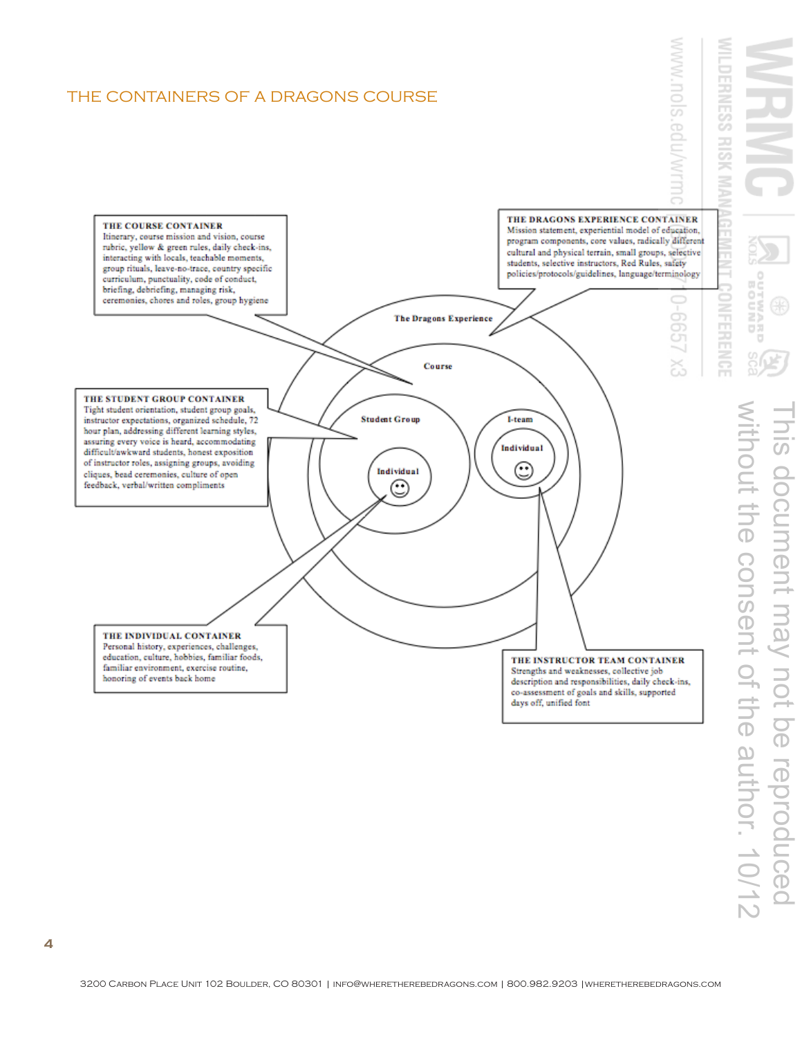# THE CONTAINERS OF A DRAGONS COURSE

**THE COURSE CONTAINER**
Itinerary, course mission and vision, course rubric, yellow & green rules, daily check-ins, interacting with locals, teachable moments, group rituals, leave-no-trace, country specific curriculum, punctuality, code of conduct, briefing, debriefing, managing risk, ceremonies, chores and roles, group hygiene

**THE DRAGONS EXPERIENCE CONTAINER**
Mission statement, experiential model of education, program components, core values, radically different cultural and physical terrain, small groups, selective students, selective instructors, Red Rules, safety policies/protocols/guidelines, language/terminology

**THE STUDENT GROUP CONTAINER**
Tight student orientation, student group goals, instructor expectations, organized schedule, 72 hour plan, addressing different learning styles, assuring every voice is heard, accommodating difficult/awkward students, honest exposition of instructor roles, assigning groups, avoiding cliques, bead ceremonies, culture of open feedback, verbal/written compliments

The Dragons Experience

Course

Student Group

Individual

I-team

Individual

**THE INDIVIDUAL CONTAINER**
Personal history, experiences, challenges, education, culture, hobbies, familiar foods, familiar environment, exercise routine, honoring of events back home

**THE INSTRUCTOR TEAM CONTAINER**
Strengths and weaknesses, collective job description and responsibilities, daily check-ins, co-assessment of goals and skills, supported days off, unified font

This document may not be reproduced without the consent of the author. 10/12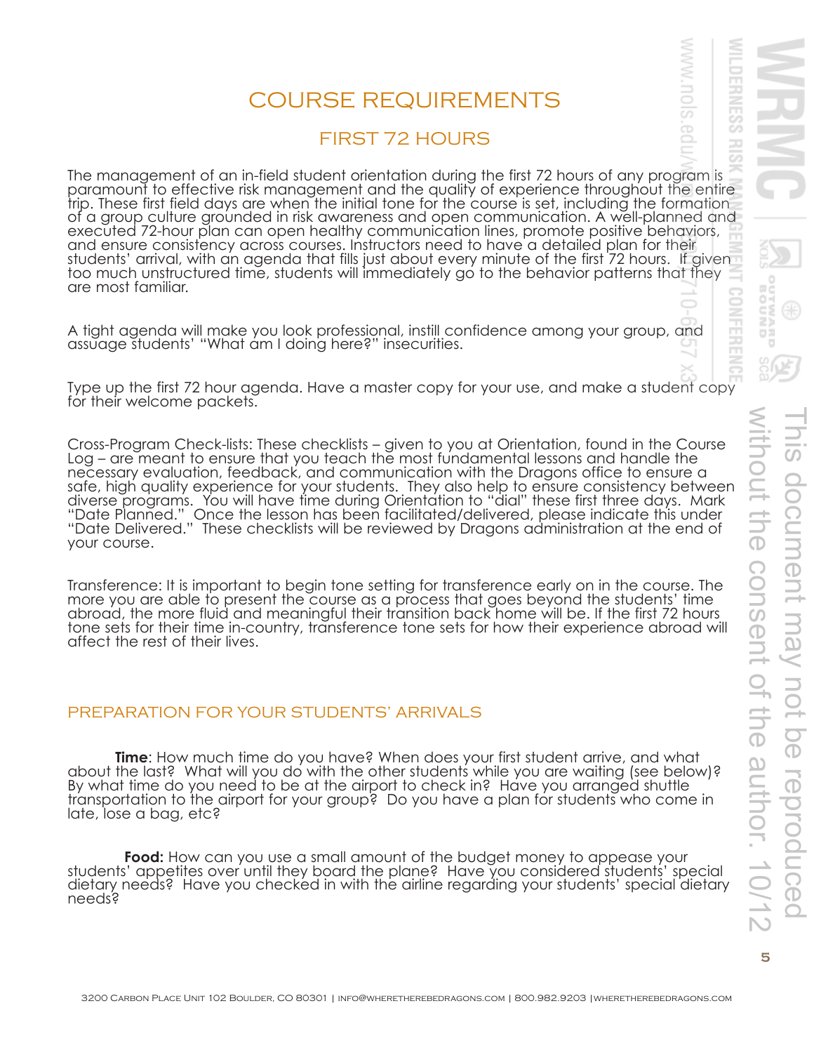# COURSE REQUIREMENTS

## FIRST 72 HOURS

The management of an in-field student orientation during the first 72 hours of any program is paramount to effective risk management and the quality of experience throughout the entire trip. These first field days are when the initial tone for the course is set, including the formation of a group culture grounded in risk awareness and open communication. A well-planned and executed 72-hour plan can open healthy communication lines, promote positive behaviors, and ensure consistency across courses. Instructors need to have a detailed plan for their students' arrival, with an agenda that fills just about every minute of the first 72 hours. If given too much unstructured time, students will immediately go to the behavior patterns that they are most familiar.

A tight agenda will make you look professional, instill confidence among your group, and assuage students' "What am I doing here?" insecurities.

Type up the first 72 hour agenda. Have a master copy for your use, and make a student copy for their welcome packets.

Cross-Program Check-lists: These checklists – given to you at Orientation, found in the Course Log – are meant to ensure that you teach the most fundamental lessons and handle the necessary evaluation, feedback, and communication with the Dragons office to ensure a safe, high quality experience for your students. They also help to ensure consistency between diverse programs. You will have time during Orientation to "dial" these first three days. Mark "Date Planned." Once the lesson has been facilitated/delivered, please indicate this under "Date Delivered." These checklists will be reviewed by Dragons administration at the end of your course.

Transference: It is important to begin tone setting for transference early on in the course. The more you are able to present the course as a process that goes beyond the students' time abroad, the more fluid and meaningful their transition back home will be. If the first 72 hours tone sets for their time in-country, transference tone sets for how their experience abroad will affect the rest of their lives.

### PREPARATION FOR YOUR STUDENTS' ARRIVALS

**Time**: How much time do you have? When does your first student arrive, and what about the last? What will you do with the other students while you are waiting (see below)? By what time do you need to be at the airport to check in? Have you arranged shuttle transportation to the airport for your group? Do you have a plan for students who come in late, lose a bag, etc?

**Food:** How can you use a small amount of the budget money to appease your students' appetites over until they board the plane? Have you considered students' special dietary needs? Have you checked in with the airline regarding your students' special dietary needs?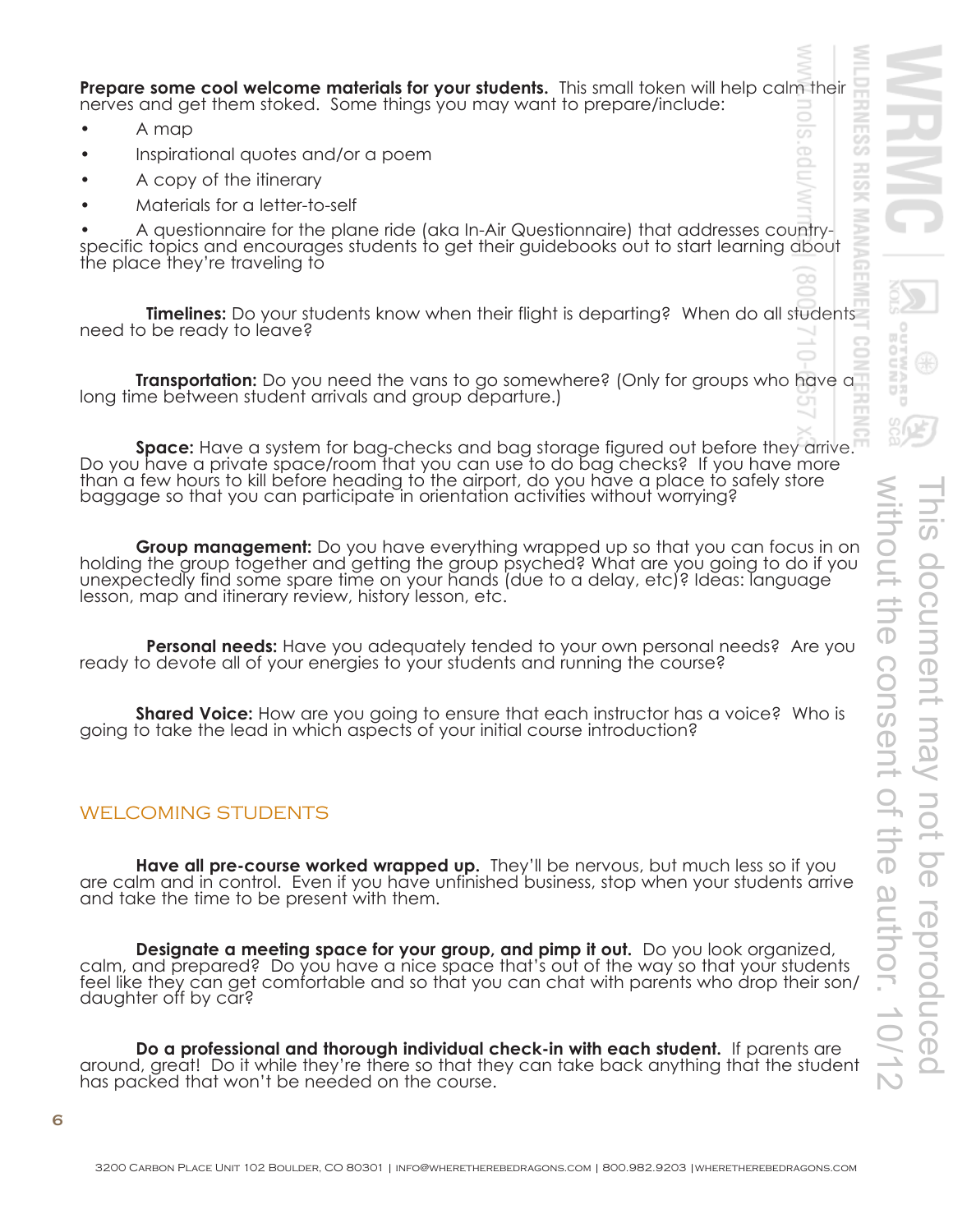**Prepare some cool welcome materials for your students.** This small token will help calm their nerves and get them stoked. Some things you may want to prepare/include:

- A map
- Inspirational quotes and/or a poem
- A copy of the itinerary
- Materials for a letter-to-self
- A questionnaire for the plane ride (aka In-Air Questionnaire) that addresses country-specific topics and encourages students to get their guidebooks out to start learning about the place they're traveling to

**Timelines:** Do your students know when their flight is departing? When do all students need to be ready to leave?

**Transportation:** Do you need the vans to go somewhere? (Only for groups who have a long time between student arrivals and group departure.)

**Space:** Have a system for bag-checks and bag storage figured out before they arrive. Do you have a private space/room that you can use to do bag checks? If you have more than a few hours to kill before heading to the airport, do you have a place to safely store baggage so that you can participate in orientation activities without worrying?

**Group management:** Do you have everything wrapped up so that you can focus in on holding the group together and getting the group psyched? What are you going to do if you unexpectedly find some spare time on your hands (due to a delay, etc)? Ideas: language lesson, map and itinerary review, history lesson, etc.

**Personal needs:** Have you adequately tended to your own personal needs? Are you ready to devote all of your energies to your students and running the course?

**Shared Voice:** How are you going to ensure that each instructor has a voice? Who is going to take the lead in which aspects of your initial course introduction?

## WELCOMING STUDENTS

**Have all pre-course worked wrapped up.** They'll be nervous, but much less so if you are calm and in control. Even if you have unfinished business, stop when your students arrive and take the time to be present with them.

**Designate a meeting space for your group, and pimp it out.** Do you look organized, calm, and prepared? Do you have a nice space that's out of the way so that your students feel like they can get comfortable and so that you can chat with parents who drop their son/daughter off by car?

**Do a professional and thorough individual check-in with each student.** If parents are around, great! Do it while they're there so that they can take back anything that the student has packed that won't be needed on the course.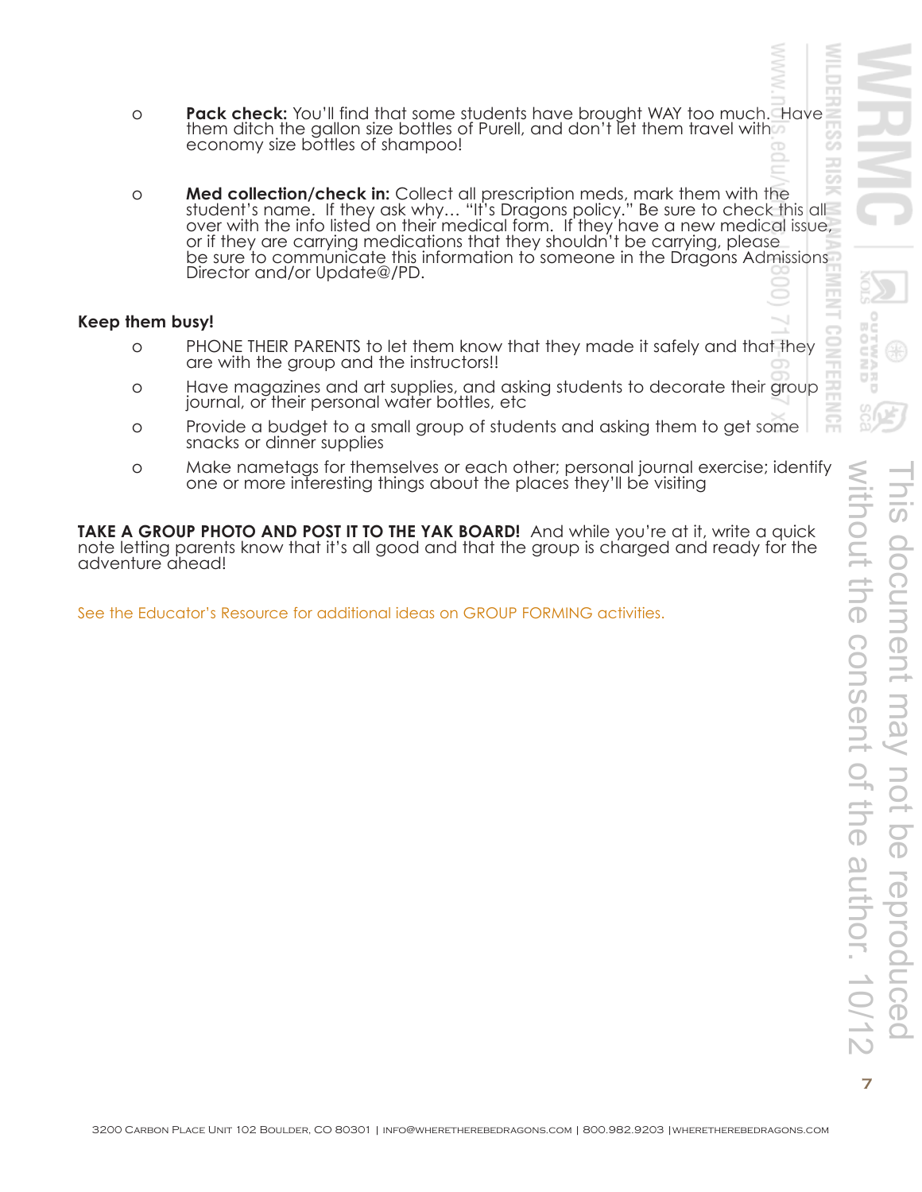- **Pack check:** You'll find that some students have brought WAY too much. Have them ditch the gallon size bottles of Purell, and don't let them travel with economy size bottles of shampoo!

- **Med collection/check in:** Collect all prescription meds, mark them with the student's name. If they ask why… "It's Dragons policy." Be sure to check this all over with the info listed on their medical form. If they have a new medical issue, or if they are carrying medications that they shouldn't be carrying, please be sure to communicate this information to someone in the Dragons Admissions Director and/or Update@/PD.

**Keep them busy!**

- PHONE THEIR PARENTS to let them know that they made it safely and that they are with the group and the instructors!!
- Have magazines and art supplies, and asking students to decorate their group journal, or their personal water bottles, etc
- Provide a budget to a small group of students and asking them to get some snacks or dinner supplies
- Make nametags for themselves or each other; personal journal exercise; identify one or more interesting things about the places they'll be visiting

**TAKE A GROUP PHOTO AND POST IT TO THE YAK BOARD!** And while you're at it, write a quick note letting parents know that it's all good and that the group is charged and ready for the adventure ahead!

See the Educator's Resource for additional ideas on GROUP FORMING activities.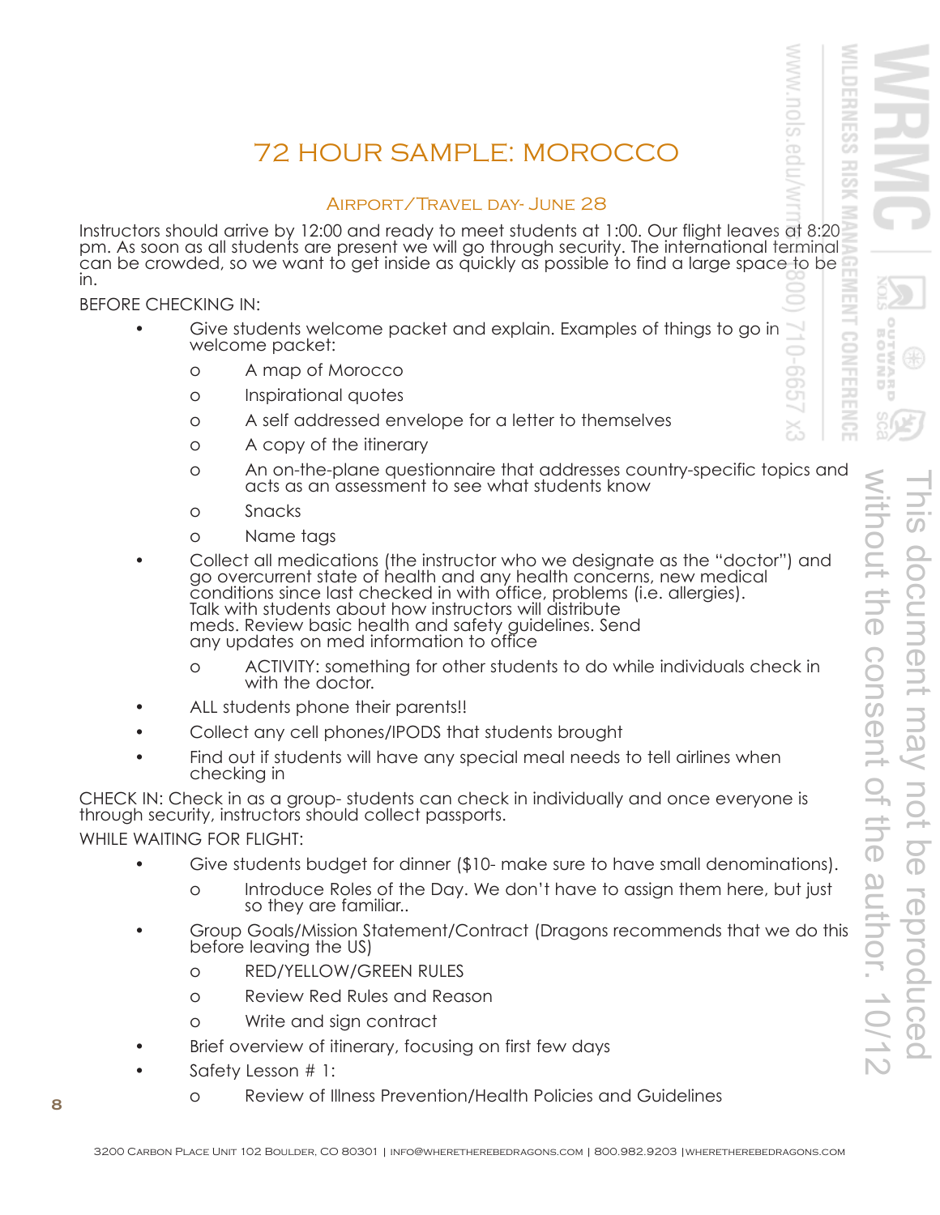# 72 HOUR SAMPLE: MOROCCO

## Airport/Travel day- June 28

Instructors should arrive by 12:00 and ready to meet students at 1:00. Our flight leaves at 8:20 pm. As soon as all students are present we will go through security. The international terminal can be crowded, so we want to get inside as quickly as possible to find a large space to be in.

BEFORE CHECKING IN:

- Give students welcome packet and explain. Examples of things to go in welcome packet:
  - A map of Morocco
  - Inspirational quotes
  - A self addressed envelope for a letter to themselves
  - A copy of the itinerary
  - An on-the-plane questionnaire that addresses country-specific topics and acts as an assessment to see what students know
  - Snacks
  - Name tags
- Collect all medications (the instructor who we designate as the "doctor") and go overcurrent state of health and any health concerns, new medical conditions since last checked in with office, problems (i.e. allergies). Talk with students about how instructors will distribute meds. Review basic health and safety guidelines. Send any updates on med information to office
  - ACTIVITY: something for other students to do while individuals check in with the doctor.
- ALL students phone their parents!!
- Collect any cell phones/IPODS that students brought
- Find out if students will have any special meal needs to tell airlines when checking in

CHECK IN: Check in as a group- students can check in individually and once everyone is through security, instructors should collect passports.

WHILE WAITING FOR FLIGHT:

- Give students budget for dinner ($10- make sure to have small denominations).
  - Introduce Roles of the Day. We don't have to assign them here, but just so they are familiar..
- Group Goals/Mission Statement/Contract (Dragons recommends that we do this before leaving the US)
  - RED/YELLOW/GREEN RULES
  - Review Red Rules and Reason
  - Write and sign contract
- Brief overview of itinerary, focusing on first few days
- Safety Lesson # 1:
  - Review of Illness Prevention/Health Policies and Guidelines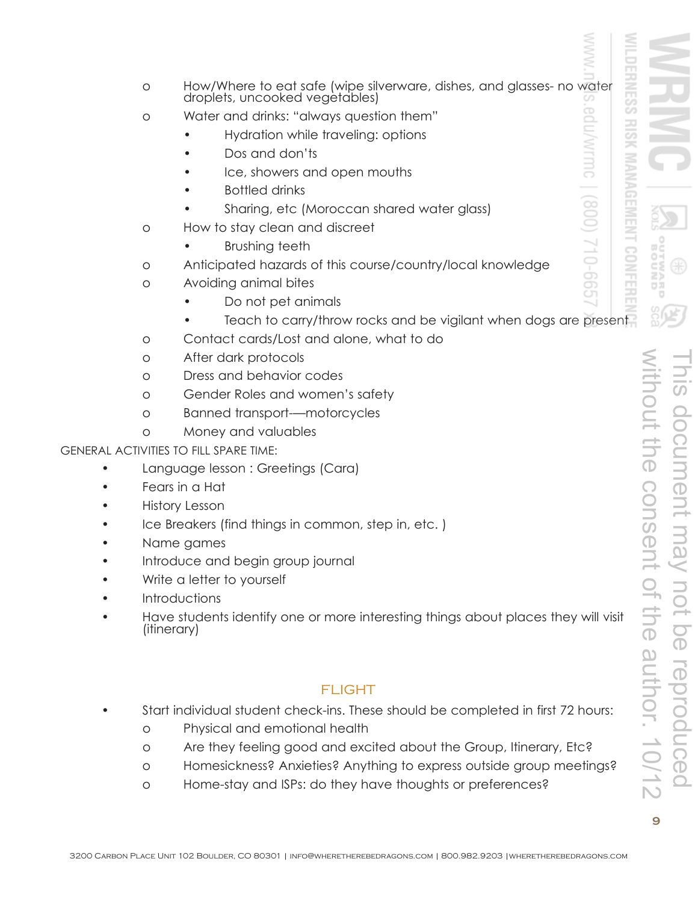- How/Where to eat safe (wipe silverware, dishes, and glasses- no water droplets, uncooked vegetables)
- Water and drinks: "always question them"
  - Hydration while traveling: options
  - Dos and don'ts
  - Ice, showers and open mouths
  - Bottled drinks
  - Sharing, etc (Moroccan shared water glass)
- How to stay clean and discreet
  - Brushing teeth
- Anticipated hazards of this course/country/local knowledge
- Avoiding animal bites
  - Do not pet animals
  - Teach to carry/throw rocks and be vigilant when dogs are present
- Contact cards/Lost and alone, what to do
- After dark protocols
- Dress and behavior codes
- Gender Roles and women's safety
- Banned transport-—motorcycles
- Money and valuables

GENERAL ACTIVITIES TO FILL SPARE TIME:

- Language lesson : Greetings (Cara)
- Fears in a Hat
- History Lesson
- Ice Breakers (find things in common, step in, etc. )
- Name games
- Introduce and begin group journal
- Write a letter to yourself
- Introductions
- Have students identify one or more interesting things about places they will visit (itinerary)

## FLIGHT

- Start individual student check-ins. These should be completed in first 72 hours:
  - Physical and emotional health
  - Are they feeling good and excited about the Group, Itinerary, Etc?
  - Homesickness? Anxieties? Anything to express outside group meetings?
  - Home-stay and ISPs: do they have thoughts or preferences?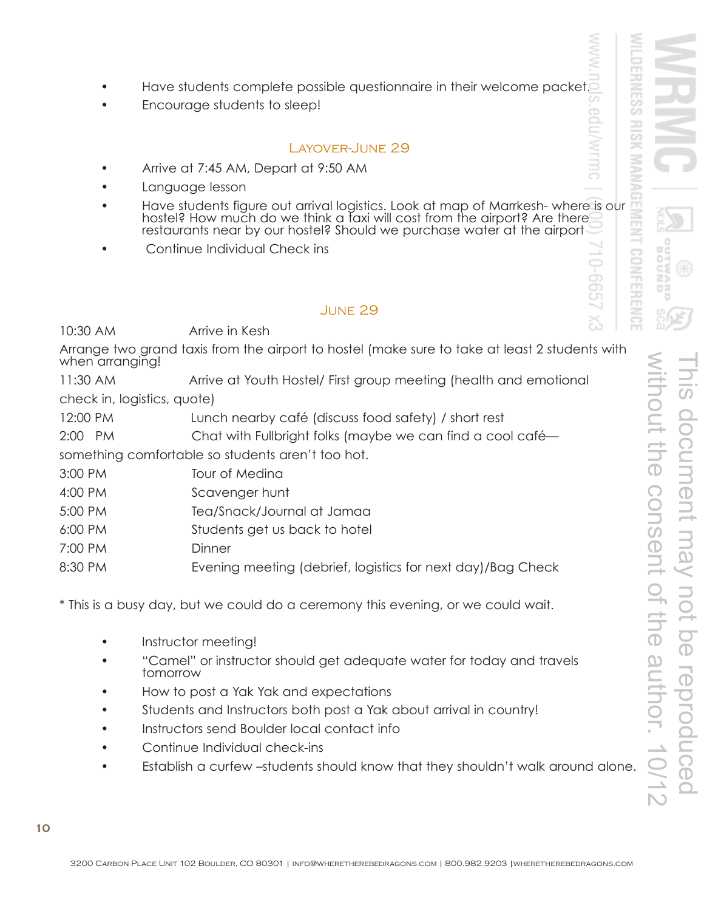- Have students complete possible questionnaire in their welcome packet.
- Encourage students to sleep!

### Layover-June 29

- Arrive at 7:45 AM, Depart at 9:50 AM
- Language lesson
- Have students figure out arrival logistics. Look at map of Marrkesh- where is our hostel? How much do we think a taxi will cost from the airport? Are there restaurants near by our hostel? Should we purchase water at the airport
- Continue Individual Check ins

### June 29

10:30 AM Arrive in Kesh

Arrange two grand taxis from the airport to hostel (make sure to take at least 2 students with when arranging!

11:30 AM Arrive at Youth Hostel/ First group meeting (health and emotional check in, logistics, quote)

12:00 PM Lunch nearby café (discuss food safety) / short rest

2:00 PM Chat with Fullbright folks (maybe we can find a cool café—something comfortable so students aren't too hot.

3:00 PM Tour of Medina

4:00 PM Scavenger hunt

5:00 PM Tea/Snack/Journal at Jamaa

6:00 PM Students get us back to hotel

7:00 PM Dinner

8:30 PM Evening meeting (debrief, logistics for next day)/Bag Check

* This is a busy day, but we could do a ceremony this evening, or we could wait.

- Instructor meeting!
- "Camel" or instructor should get adequate water for today and travels tomorrow
- How to post a Yak Yak and expectations
- Students and Instructors both post a Yak about arrival in country!
- Instructors send Boulder local contact info
- Continue Individual check-ins
- Establish a curfew –students should know that they shouldn't walk around alone.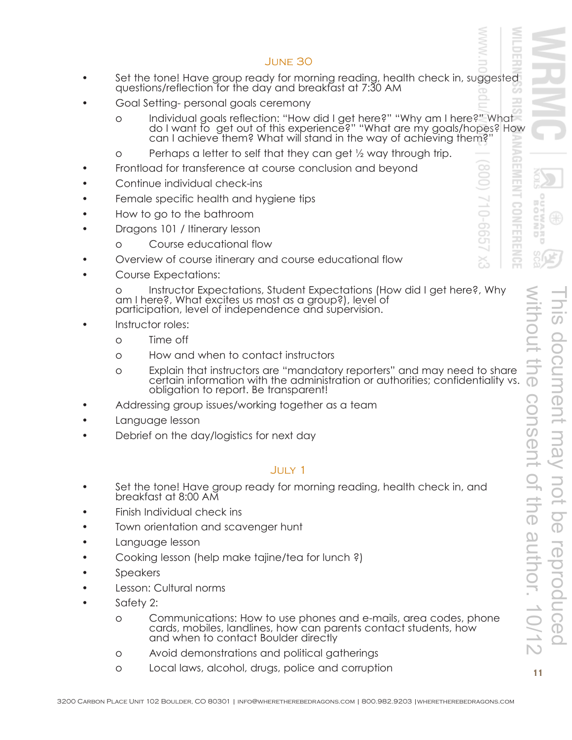## June 30

- Set the tone! Have group ready for morning reading, health check in, suggested questions/reflection for the day and breakfast at 7:30 AM
- Goal Setting- personal goals ceremony
  - Individual goals reflection: "How did I get here?" "Why am I here?" What do I want to get out of this experience?" "What are my goals/hopes? How can I achieve them? What will stand in the way of achieving them?"
  - Perhaps a letter to self that they can get ½ way through trip.
- Frontload for transference at course conclusion and beyond
- Continue individual check-ins
- Female specific health and hygiene tips
- How to go to the bathroom
- Dragons 101 / Itinerary lesson
  - Course educational flow
- Overview of course itinerary and course educational flow
- Course Expectations:
  - Instructor Expectations, Student Expectations (How did I get here?, Why am I here?, What excites us most as a group?), level of participation, level of independence and supervision.
- Instructor roles:
  - Time off
  - How and when to contact instructors
  - Explain that instructors are "mandatory reporters" and may need to share certain information with the administration or authorities; confidentiality vs. obligation to report. Be transparent!
- Addressing group issues/working together as a team
- Language lesson
- Debrief on the day/logistics for next day

## July 1

- Set the tone! Have group ready for morning reading, health check in, and breakfast at 8:00 AM
- Finish Individual check ins
- Town orientation and scavenger hunt
- Language lesson
- Cooking lesson (help make tajine/tea for lunch ?)
- Speakers
- Lesson: Cultural norms
- Safety 2:
  - Communications: How to use phones and e-mails, area codes, phone cards, mobiles, landlines, how can parents contact students, how and when to contact Boulder directly
  - Avoid demonstrations and political gatherings
  - Local laws, alcohol, drugs, police and corruption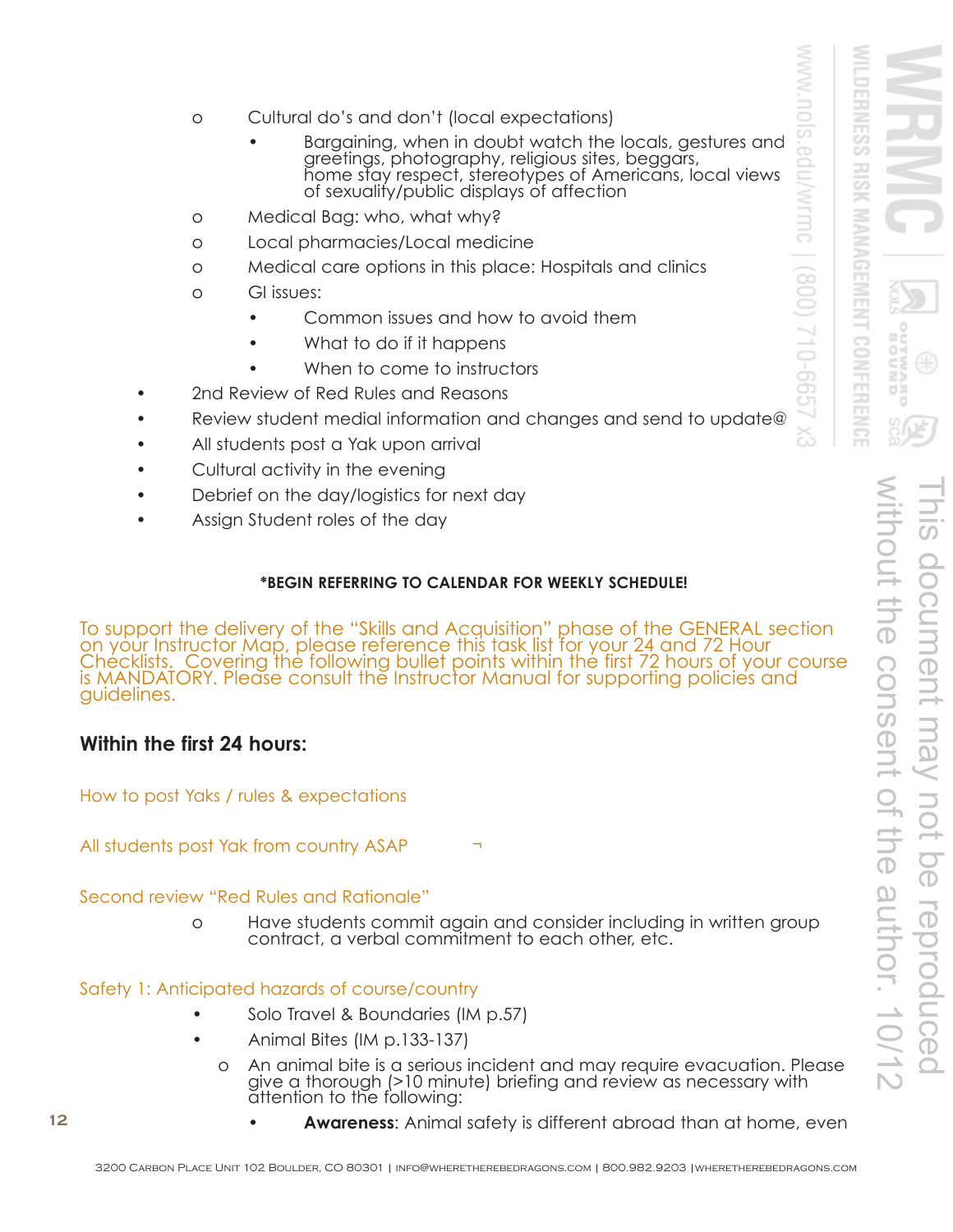- Cultural do's and don't (local expectations)
    - Bargaining, when in doubt watch the locals, gestures and greetings, photography, religious sites, beggars, home stay respect, stereotypes of Americans, local views of sexuality/public displays of affection
- Medical Bag: who, what why?
- Local pharmacies/Local medicine
- Medical care options in this place: Hospitals and clinics
- GI issues:
    - Common issues and how to avoid them
    - What to do if it happens
    - When to come to instructors

- 2nd Review of Red Rules and Reasons
- Review student medial information and changes and send to update@
- All students post a Yak upon arrival
- Cultural activity in the evening
- Debrief on the day/logistics for next day
- Assign Student roles of the day

**\*BEGIN REFERRING TO CALENDAR FOR WEEKLY SCHEDULE!**

To support the delivery of the "Skills and Acquisition" phase of the GENERAL section on your Instructor Map, please reference this task list for your 24 and 72 Hour Checklists. Covering the following bullet points within the first 72 hours of your course is MANDATORY. Please consult the Instructor Manual for supporting policies and guidelines.

## Within the first 24 hours:

How to post Yaks / rules & expectations

All students post Yak from country ASAP ¬

Second review "Red Rules and Rationale"

- Have students commit again and consider including in written group contract, a verbal commitment to each other, etc.

Safety 1: Anticipated hazards of course/country

- Solo Travel & Boundaries (IM p.57)
- Animal Bites (IM p.133-137)
    - An animal bite is a serious incident and may require evacuation. Please give a thorough (>10 minute) briefing and review as necessary with attention to the following:
        - **Awareness**: Animal safety is different abroad than at home, even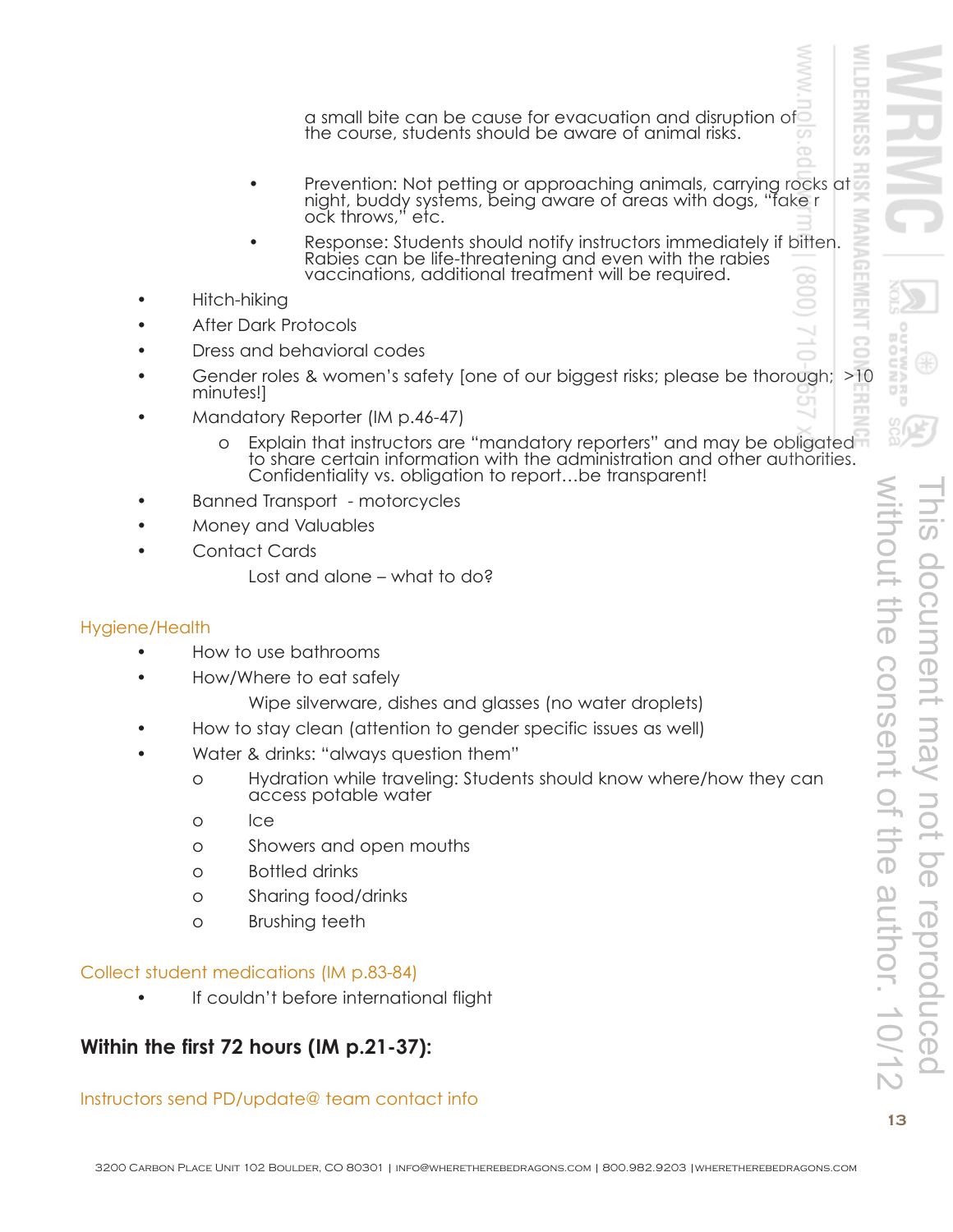a small bite can be cause for evacuation and disruption of the course, students should be aware of animal risks.

- Prevention: Not petting or approaching animals, carrying rocks at night, buddy systems, being aware of areas with dogs, "fake r ock throws," etc.
- Response: Students should notify instructors immediately if bitten. Rabies can be life-threatening and even with the rabies vaccinations, additional treatment will be required.

- Hitch-hiking
- After Dark Protocols
- Dress and behavioral codes
- Gender roles & women's safety [one of our biggest risks; please be thorough; >10 minutes!]
- Mandatory Reporter (IM p.46-47)
  - Explain that instructors are "mandatory reporters" and may be obligated to share certain information with the administration and other authorities. Confidentiality vs. obligation to report…be transparent!
- Banned Transport - motorcycles
- Money and Valuables
- Contact Cards

  Lost and alone – what to do?

### Hygiene/Health

- How to use bathrooms
- How/Where to eat safely

  Wipe silverware, dishes and glasses (no water droplets)
- How to stay clean (attention to gender specific issues as well)
- Water & drinks: "always question them"
  - Hydration while traveling: Students should know where/how they can access potable water
  - Ice
  - Showers and open mouths
  - Bottled drinks
  - Sharing food/drinks
  - Brushing teeth

### Collect student medications (IM p.83-84)

- If couldn't before international flight

## Within the first 72 hours (IM p.21-37):

### Instructors send PD/update@ team contact info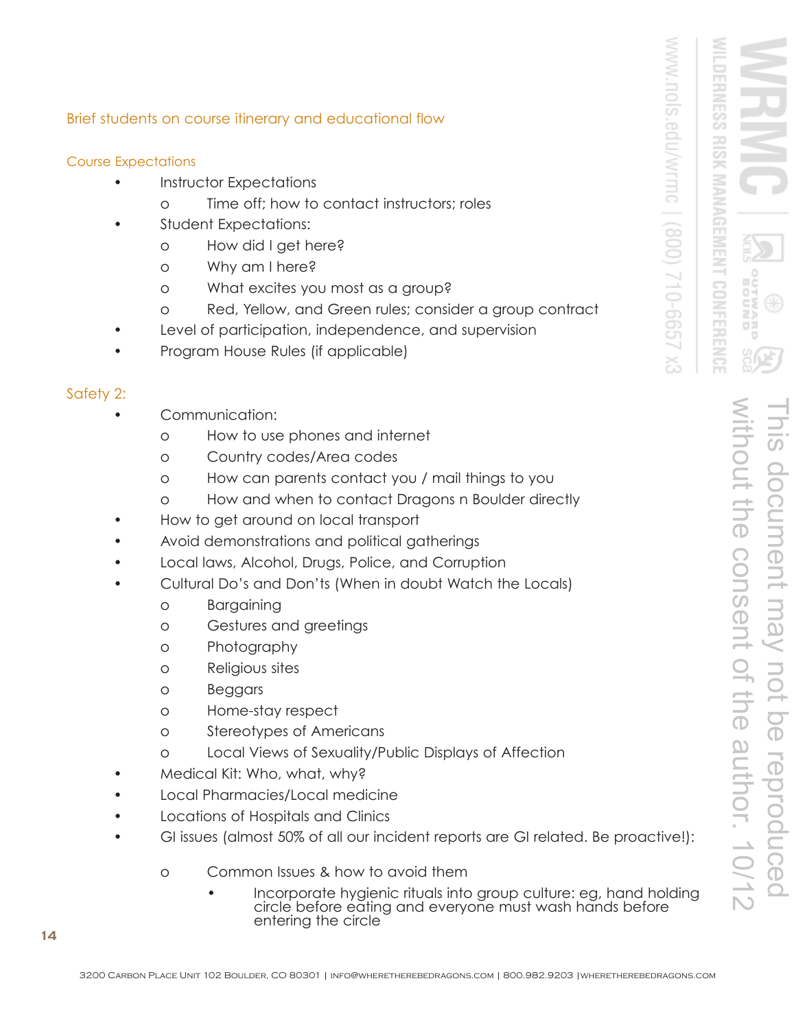### Brief students on course itinerary and educational flow

### Course Expectations

- Instructor Expectations
  - Time off; how to contact instructors; roles
- Student Expectations:
  - How did I get here?
  - Why am I here?
  - What excites you most as a group?
  - Red, Yellow, and Green rules; consider a group contract
- Level of participation, independence, and supervision
- Program House Rules (if applicable)

### Safety 2:

- Communication:
  - How to use phones and internet
  - Country codes/Area codes
  - How can parents contact you / mail things to you
  - How and when to contact Dragons n Boulder directly
- How to get around on local transport
- Avoid demonstrations and political gatherings
- Local laws, Alcohol, Drugs, Police, and Corruption
- Cultural Do's and Don'ts (When in doubt Watch the Locals)
  - Bargaining
  - Gestures and greetings
  - Photography
  - Religious sites
  - Beggars
  - Home-stay respect
  - Stereotypes of Americans
  - Local Views of Sexuality/Public Displays of Affection
- Medical Kit: Who, what, why?
- Local Pharmacies/Local medicine
- Locations of Hospitals and Clinics
- GI issues (almost 50% of all our incident reports are GI related. Be proactive!):
  - Common Issues & how to avoid them
    - Incorporate hygienic rituals into group culture: eg, hand holding circle before eating and everyone must wash hands before entering the circle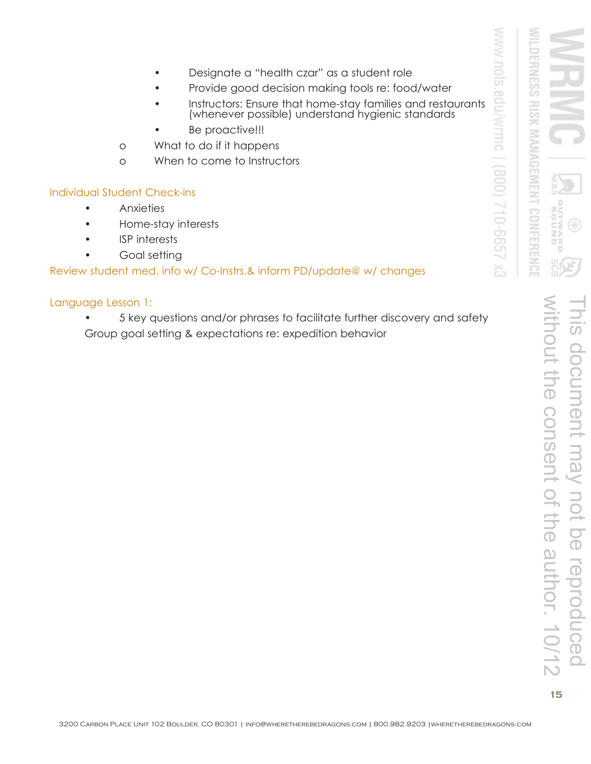- Designate a "health czar" as a student role
        - Provide good decision making tools re: food/water
        - Instructors: Ensure that home-stay families and restaurants (whenever possible) understand hygienic standards
        - Be proactive!!!
    - What to do if it happens
    - When to come to Instructors

Individual Student Check-ins

- Anxieties
- Home-stay interests
- ISP interests
- Goal setting

Review student med. info w/ Co-Instrs.& inform PD/update@ w/ changes

Language Lesson 1:

- 5 key questions and/or phrases to facilitate further discovery and safety

Group goal setting & expectations re: expedition behavior